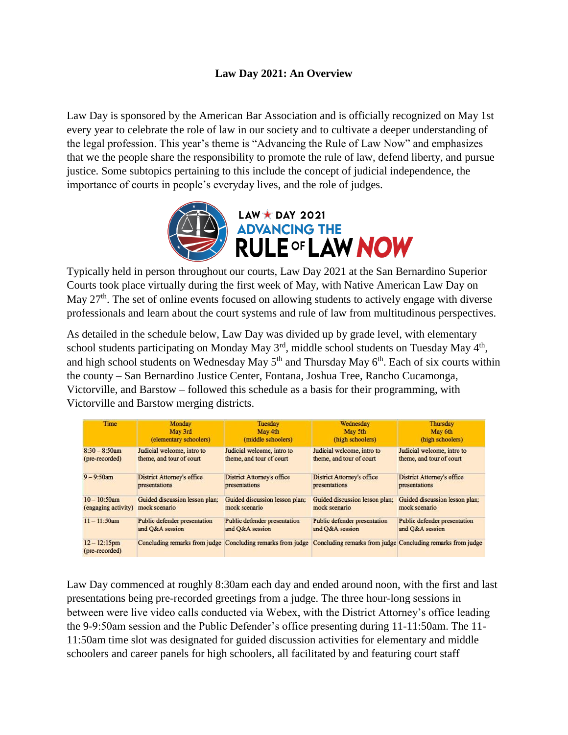**Law Day 2021: An Overview**

Law Day is sponsored by the American Bar Association and is officially recognized on May 1st every year to celebrate the role of law in our society and to cultivate a deeper understanding of the legal profession. This year's theme is "Advancing the Rule of Law Now" and emphasizes that we the people share the responsibility to promote the rule of law, defend liberty, and pursue justice. Some subtopics pertaining to this include the concept of judicial independence, the importance of courts in people's everyday lives, and the role of judges.

LAW ★ DAY 2021
ADVANCING THE
RULE OF LAW NOW

Typically held in person throughout our courts, Law Day 2021 at the San Bernardino Superior Courts took place virtually during the first week of May, with Native American Law Day on May 27th. The set of online events focused on allowing students to actively engage with diverse professionals and learn about the court systems and rule of law from multitudinous perspectives.

As detailed in the schedule below, Law Day was divided up by grade level, with elementary school students participating on Monday May 3rd, middle school students on Tuesday May 4th, and high school students on Wednesday May 5th and Thursday May 6th. Each of six courts within the county – San Bernardino Justice Center, Fontana, Joshua Tree, Rancho Cucamonga, Victorville, and Barstow – followed this schedule as a basis for their programming, with Victorville and Barstow merging districts.

| Time | Monday May 3rd (elementary schoolers) | Tuesday May 4th (middle schoolers) | Wednesday May 5th (high schoolers) | Thursday May 6th (high schoolers) |
|---|---|---|---|---|
| 8:30 – 8:50am (pre-recorded) | Judicial welcome, intro to theme, and tour of court | Judicial welcome, intro to theme, and tour of court | Judicial welcome, intro to theme, and tour of court | Judicial welcome, intro to theme, and tour of court |
| 9 – 9:50am | District Attorney's office presentations | District Attorney's office presentations | District Attorney's office presentations | District Attorney's office presentations |
| 10 – 10:50am (engaging activity) | Guided discussion lesson plan; mock scenario | Guided discussion lesson plan; mock scenario | Guided discussion lesson plan; mock scenario | Guided discussion lesson plan; mock scenario |
| 11 – 11:50am | Public defender presentation and Q&A session | Public defender presentation and Q&A session | Public defender presentation and Q&A session | Public defender presentation and Q&A session |
| 12 – 12:15pm (pre-recorded) | Concluding remarks from judge | Concluding remarks from judge | Concluding remarks from judge | Concluding remarks from judge |

Law Day commenced at roughly 8:30am each day and ended around noon, with the first and last presentations being pre-recorded greetings from a judge. The three hour-long sessions in between were live video calls conducted via Webex, with the District Attorney's office leading the 9-9:50am session and the Public Defender's office presenting during 11-11:50am. The 11-11:50am time slot was designated for guided discussion activities for elementary and middle schoolers and career panels for high schoolers, all facilitated by and featuring court staff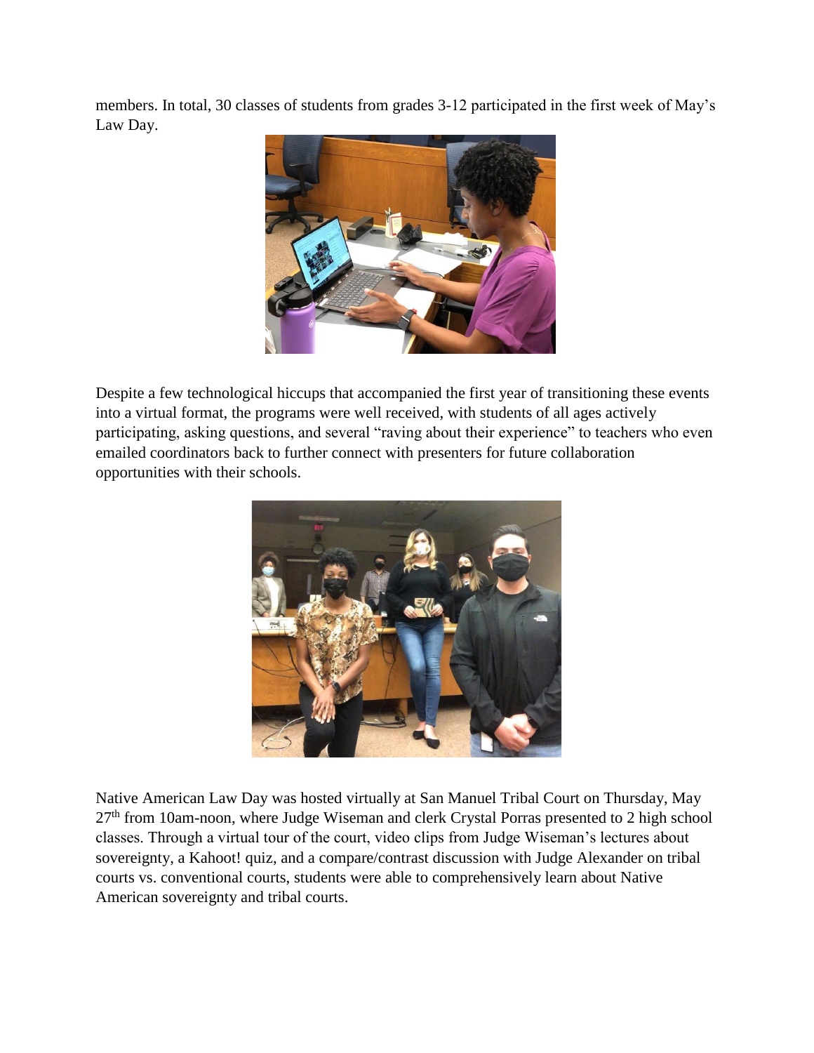members. In total, 30 classes of students from grades 3-12 participated in the first week of May's Law Day.

Despite a few technological hiccups that accompanied the first year of transitioning these events into a virtual format, the programs were well received, with students of all ages actively participating, asking questions, and several "raving about their experience" to teachers who even emailed coordinators back to further connect with presenters for future collaboration opportunities with their schools.

Native American Law Day was hosted virtually at San Manuel Tribal Court on Thursday, May 27th from 10am-noon, where Judge Wiseman and clerk Crystal Porras presented to 2 high school classes. Through a virtual tour of the court, video clips from Judge Wiseman's lectures about sovereignty, a Kahoot! quiz, and a compare/contrast discussion with Judge Alexander on tribal courts vs. conventional courts, students were able to comprehensively learn about Native American sovereignty and tribal courts.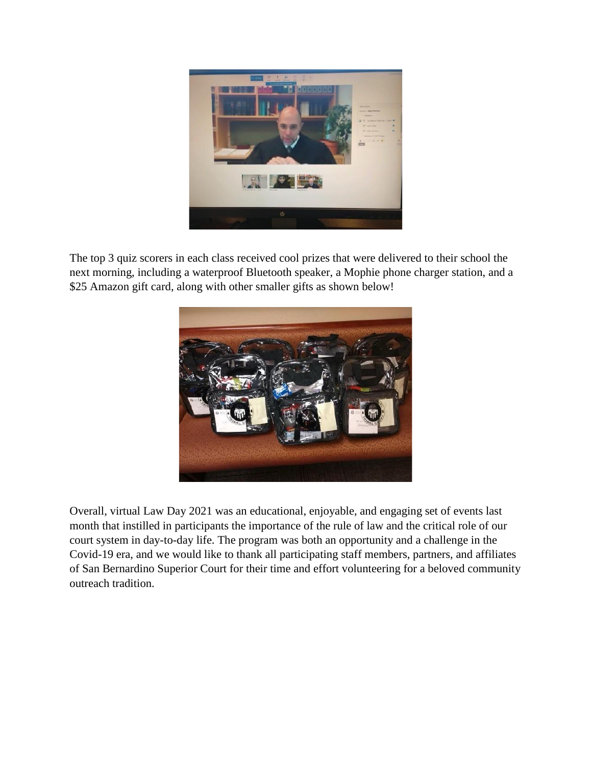The top 3 quiz scorers in each class received cool prizes that were delivered to their school the next morning, including a waterproof Bluetooth speaker, a Mophie phone charger station, and a $25 Amazon gift card, along with other smaller gifts as shown below!

Overall, virtual Law Day 2021 was an educational, enjoyable, and engaging set of events last month that instilled in participants the importance of the rule of law and the critical role of our court system in day-to-day life. The program was both an opportunity and a challenge in the Covid-19 era, and we would like to thank all participating staff members, partners, and affiliates of San Bernardino Superior Court for their time and effort volunteering for a beloved community outreach tradition.